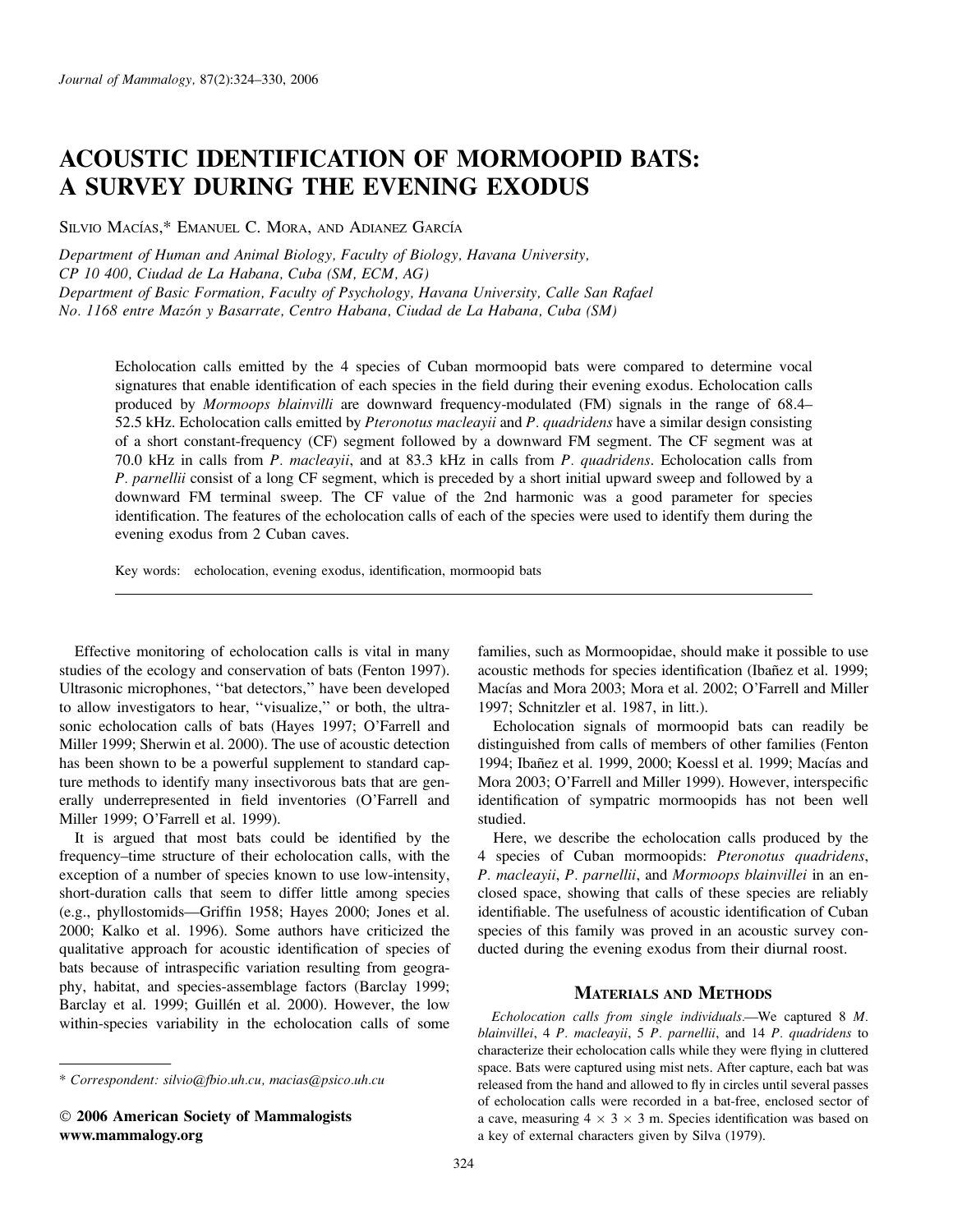# ACOUSTIC IDENTIFICATION OF MORMOOPID BATS: A SURVEY DURING THE EVENING EXODUS

SILVIO MACÍAS,* EMANUEL C. MORA, AND ADIANEZ GARCÍA

*Department of Human and Animal Biology, Faculty of Biology, Havana University, CP 10 400, Ciudad de La Habana, Cuba (SM, ECM, AG)*
*Department of Basic Formation, Faculty of Psychology, Havana University, Calle San Rafael No. 1168 entre Mazón y Basarrate, Centro Habana, Ciudad de La Habana, Cuba (SM)*

Echolocation calls emitted by the 4 species of Cuban mormoopid bats were compared to determine vocal signatures that enable identification of each species in the field during their evening exodus. Echolocation calls produced by *Mormoops blainvilli* are downward frequency-modulated (FM) signals in the range of 68.4–52.5 kHz. Echolocation calls emitted by *Pteronotus macleayii* and *P. quadridens* have a similar design consisting of a short constant-frequency (CF) segment followed by a downward FM segment. The CF segment was at 70.0 kHz in calls from *P. macleayii*, and at 83.3 kHz in calls from *P. quadridens*. Echolocation calls from *P. parnellii* consist of a long CF segment, which is preceded by a short initial upward sweep and followed by a downward FM terminal sweep. The CF value of the 2nd harmonic was a good parameter for species identification. The features of the echolocation calls of each of the species were used to identify them during the evening exodus from 2 Cuban caves.

Key words: echolocation, evening exodus, identification, mormoopid bats

Effective monitoring of echolocation calls is vital in many studies of the ecology and conservation of bats (Fenton 1997). Ultrasonic microphones, ''bat detectors,'' have been developed to allow investigators to hear, ''visualize,'' or both, the ultrasonic echolocation calls of bats (Hayes 1997; O'Farrell and Miller 1999; Sherwin et al. 2000). The use of acoustic detection has been shown to be a powerful supplement to standard capture methods to identify many insectivorous bats that are generally underrepresented in field inventories (O'Farrell and Miller 1999; O'Farrell et al. 1999).

It is argued that most bats could be identified by the frequency–time structure of their echolocation calls, with the exception of a number of species known to use low-intensity, short-duration calls that seem to differ little among species (e.g., phyllostomids—Griffin 1958; Hayes 2000; Jones et al. 2000; Kalko et al. 1996). Some authors have criticized the qualitative approach for acoustic identification of species of bats because of intraspecific variation resulting from geography, habitat, and species-assemblage factors (Barclay 1999; Barclay et al. 1999; Guillén et al. 2000). However, the low within-species variability in the echolocation calls of some families, such as Mormoopidae, should make it possible to use acoustic methods for species identification (Ibañez et al. 1999; Macías and Mora 2003; Mora et al. 2002; O'Farrell and Miller 1997; Schnitzler et al. 1987, in litt.).

Echolocation signals of mormoopid bats can readily be distinguished from calls of members of other families (Fenton 1994; Ibañez et al. 1999, 2000; Koessl et al. 1999; Macías and Mora 2003; O'Farrell and Miller 1999). However, interspecific identification of sympatric mormoopids has not been well studied.

Here, we describe the echolocation calls produced by the 4 species of Cuban mormoopids: *Pteronotus quadridens*, *P. macleayii*, *P. parnellii*, and *Mormoops blainvillei* in an enclosed space, showing that calls of these species are reliably identifiable. The usefulness of acoustic identification of Cuban species of this family was proved in an acoustic survey conducted during the evening exodus from their diurnal roost.

## MATERIALS AND METHODS

*Echolocation calls from single individuals.*—We captured 8 *M. blainvillei*, 4 *P. macleayii*, 5 *P. parnellii*, and 14 *P. quadridens* to characterize their echolocation calls while they were flying in cluttered space. Bats were captured using mist nets. After capture, each bat was released from the hand and allowed to fly in circles until several passes of echolocation calls were recorded in a bat-free, enclosed sector of a cave, measuring 4 × 3 × 3 m. Species identification was based on a key of external characters given by Silva (1979).

\* *Correspondent: silvio@fbio.uh.cu, macias@psico.uh.cu*

© 2006 American Society of Mammalogists
www.mammalogy.org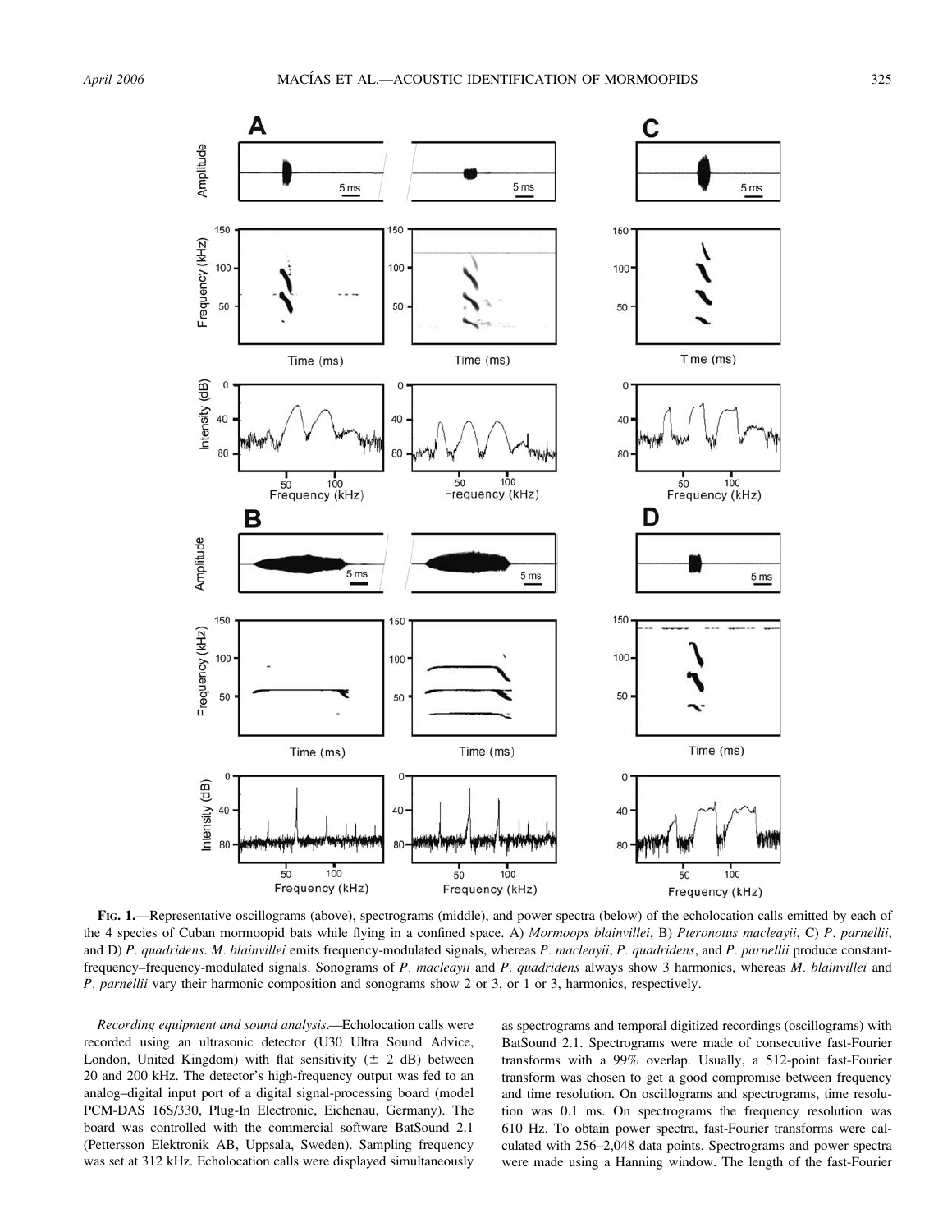**FIG. 1.**—Representative oscillograms (above), spectrograms (middle), and power spectra (below) of the echolocation calls emitted by each of the 4 species of Cuban mormoopid bats while flying in a confined space. A) *Mormoops blainvillei*, B) *Pteronotus macleayii*, C) *P. parnellii*, and D) *P. quadridens*. *M. blainvillei* emits frequency-modulated signals, whereas *P. macleayii*, *P. quadridens*, and *P. parnellii* produce constant-frequency–frequency-modulated signals. Sonograms of *P. macleayii* and *P. quadridens* always show 3 harmonics, whereas *M. blainvillei* and *P. parnellii* vary their harmonic composition and sonograms show 2 or 3, or 1 or 3, harmonics, respectively.

*Recording equipment and sound analysis*.—Echolocation calls were recorded using an ultrasonic detector (U30 Ultra Sound Advice, London, United Kingdom) with flat sensitivity ($\pm$ 2 dB) between 20 and 200 kHz. The detector's high-frequency output was fed to an analog–digital input port of a digital signal-processing board (model PCM-DAS 16S/330, Plug-In Electronic, Eichenau, Germany). The board was controlled with the commercial software BatSound 2.1 (Pettersson Elektronik AB, Uppsala, Sweden). Sampling frequency was set at 312 kHz. Echolocation calls were displayed simultaneously as spectrograms and temporal digitized recordings (oscillograms) with BatSound 2.1. Spectrograms were made of consecutive fast-Fourier transforms with a 99% overlap. Usually, a 512-point fast-Fourier transform was chosen to get a good compromise between frequency and time resolution. On oscillograms and spectrograms, time resolution was 0.1 ms. On spectrograms the frequency resolution was 610 Hz. To obtain power spectra, fast-Fourier transforms were calculated with 256–2,048 data points. Spectrograms and power spectra were made using a Hanning window. The length of the fast-Fourier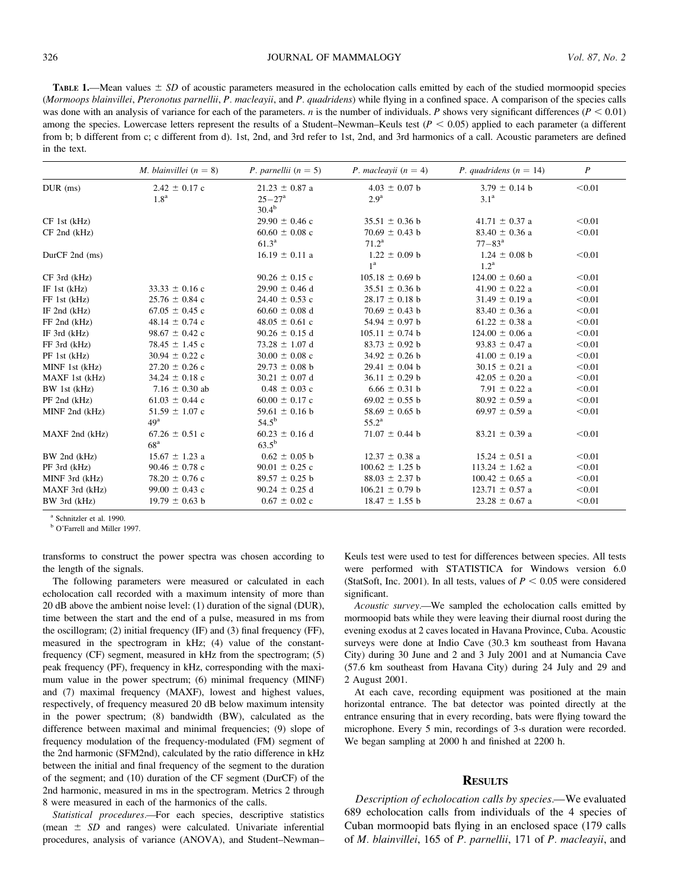**TABLE 1.**—Mean values ± *SD* of acoustic parameters measured in the echolocation calls emitted by each of the studied mormoopid species (*Mormoops blainvillei*, *Pteronotus parnellii*, *P. macleayii*, and *P. quadridens*) while flying in a confined space. A comparison of the species calls was done with an analysis of variance for each of the parameters. *n* is the number of individuals. *P* shows very significant differences ($P < 0.01$) among the species. Lowercase letters represent the results of a Student–Newman–Keuls test ($P < 0.05$) applied to each parameter (a different from b; b different from c; c different from d). 1st, 2nd, and 3rd refer to 1st, 2nd, and 3rd harmonics of a call. Acoustic parameters are defined in the text.

| | *M. blainvillei* ($n = 8$) | *P. parnellii* ($n = 5$) | *P. macleayii* ($n = 4$) | *P. quadridens* ($n = 14$) | *P* |
|---|---|---|---|---|---|
| DUR (ms) | 2.42 ± 0.17 c<br>1.8[a] | 21.23 ± 0.87 a<br>25–27[a]<br>30.4[b] | 4.03 ± 0.07 b<br>2.9[a] | 3.79 ± 0.14 b<br>3.1[a] | <0.01 |
| CF 1st (kHz) | | 29.90 ± 0.46 c | 35.51 ± 0.36 b | 41.71 ± 0.37 a | <0.01 |
| CF 2nd (kHz) | | 60.60 ± 0.08 c<br>61.3[a] | 70.69 ± 0.43 b<br>71.2[a] | 83.40 ± 0.36 a<br>77–83[a] | <0.01 |
| DurCF 2nd (ms) | | 16.19 ± 0.11 a | 1.22 ± 0.09 b<br>1[a] | 1.24 ± 0.08 b<br>1.2[a] | <0.01 |
| CF 3rd (kHz) | | 90.26 ± 0.15 c | 105.18 ± 0.69 b | 124.00 ± 0.60 a | <0.01 |
| IF 1st (kHz) | 33.33 ± 0.16 c | 29.90 ± 0.46 d | 35.51 ± 0.36 b | 41.90 ± 0.22 a | <0.01 |
| FF 1st (kHz) | 25.76 ± 0.84 c | 24.40 ± 0.53 c | 28.17 ± 0.18 b | 31.49 ± 0.19 a | <0.01 |
| IF 2nd (kHz) | 67.05 ± 0.45 c | 60.60 ± 0.08 d | 70.69 ± 0.43 b | 83.40 ± 0.36 a | <0.01 |
| FF 2nd (kHz) | 48.14 ± 0.74 c | 48.05 ± 0.61 c | 54.94 ± 0.97 b | 61.22 ± 0.38 a | <0.01 |
| IF 3rd (kHz) | 98.67 ± 0.42 c | 90.26 ± 0.15 d | 105.11 ± 0.74 b | 124.00 ± 0.06 a | <0.01 |
| FF 3rd (kHz) | 78.45 ± 1.45 c | 73.28 ± 1.07 d | 83.73 ± 0.92 b | 93.83 ± 0.47 a | <0.01 |
| PF 1st (kHz) | 30.94 ± 0.22 c | 30.00 ± 0.08 c | 34.92 ± 0.26 b | 41.00 ± 0.19 a | <0.01 |
| MINF 1st (kHz) | 27.20 ± 0.26 c | 29.73 ± 0.08 b | 29.41 ± 0.04 b | 30.15 ± 0.21 a | <0.01 |
| MAXF 1st (kHz) | 34.24 ± 0.18 c | 30.21 ± 0.07 d | 36.11 ± 0.29 b | 42.05 ± 0.20 a | <0.01 |
| BW 1st (kHz) | 7.16 ± 0.30 ab | 0.48 ± 0.03 c | 6.66 ± 0.31 b | 7.91 ± 0.22 a | <0.01 |
| PF 2nd (kHz) | 61.03 ± 0.44 c | 60.00 ± 0.17 c | 69.02 ± 0.55 b | 80.92 ± 0.59 a | <0.01 |
| MINF 2nd (kHz) | 51.59 ± 1.07 c<br>49[a] | 59.61 ± 0.16 b<br>54.5[b] | 58.69 ± 0.65 b<br>55.2[a] | 69.97 ± 0.59 a | <0.01 |
| MAXF 2nd (kHz) | 67.26 ± 0.51 c<br>68[a] | 60.23 ± 0.16 d<br>63.5[b] | 71.07 ± 0.44 b | 83.21 ± 0.39 a | <0.01 |
| BW 2nd (kHz) | 15.67 ± 1.23 a | 0.62 ± 0.05 b | 12.37 ± 0.38 a | 15.24 ± 0.51 a | <0.01 |
| PF 3rd (kHz) | 90.46 ± 0.78 c | 90.01 ± 0.25 c | 100.62 ± 1.25 b | 113.24 ± 1.62 a | <0.01 |
| MINF 3rd (kHz) | 78.20 ± 0.76 c | 89.57 ± 0.25 b | 88.03 ± 2.37 b | 100.42 ± 0.65 a | <0.01 |
| MAXF 3rd (kHz) | 99.00 ± 0.43 c | 90.24 ± 0.25 d | 106.21 ± 0.79 b | 123.71 ± 0.57 a | <0.01 |
| BW 3rd (kHz) | 19.79 ± 0.63 b | 0.67 ± 0.02 c | 18.47 ± 1.55 b | 23.28 ± 0.67 a | <0.01 |

[a] Schnitzler et al. 1990.
[b] O'Farrell and Miller 1997.

transforms to construct the power spectra was chosen according to the length of the signals.

The following parameters were measured or calculated in each echolocation call recorded with a maximum intensity of more than 20 dB above the ambient noise level: (1) duration of the signal (DUR), time between the start and the end of a pulse, measured in ms from the oscillogram; (2) initial frequency (IF) and (3) final frequency (FF), measured in the spectrogram in kHz; (4) value of the constant-frequency (CF) segment, measured in kHz from the spectrogram; (5) peak frequency (PF), frequency in kHz, corresponding with the maximum value in the power spectrum; (6) minimal frequency (MINF) and (7) maximal frequency (MAXF), lowest and highest values, respectively, of frequency measured 20 dB below maximum intensity in the power spectrum; (8) bandwidth (BW), calculated as the difference between maximal and minimal frequencies; (9) slope of frequency modulation of the frequency-modulated (FM) segment of the 2nd harmonic (SFM2nd), calculated by the ratio difference in kHz between the initial and final frequency of the segment to the duration of the segment; and (10) duration of the CF segment (DurCF) of the 2nd harmonic, measured in ms in the spectrogram. Metrics 2 through 8 were measured in each of the harmonics of the calls.

*Statistical procedures*.—For each species, descriptive statistics (mean ± *SD* and ranges) were calculated. Univariate inferential procedures, analysis of variance (ANOVA), and Student–Newman–Keuls test were used to test for differences between species. All tests were performed with STATISTICA for Windows version 6.0 (StatSoft, Inc. 2001). In all tests, values of $P < 0.05$ were considered significant.

*Acoustic survey*.—We sampled the echolocation calls emitted by mormoopid bats while they were leaving their diurnal roost during the evening exodus at 2 caves located in Havana Province, Cuba. Acoustic surveys were done at Indio Cave (30.3 km southeast from Havana City) during 30 June and 2 and 3 July 2001 and at Numancia Cave (57.6 km southeast from Havana City) during 24 July and 29 and 2 August 2001.

At each cave, recording equipment was positioned at the main horizontal entrance. The bat detector was pointed directly at the entrance ensuring that in every recording, bats were flying toward the microphone. Every 5 min, recordings of 3-s duration were recorded. We began sampling at 2000 h and finished at 2200 h.

## RESULTS

*Description of echolocation calls by species*.—We evaluated 689 echolocation calls from individuals of the 4 species of Cuban mormoopid bats flying in an enclosed space (179 calls of *M. blainvillei*, 165 of *P. parnellii*, 171 of *P. macleayii*, and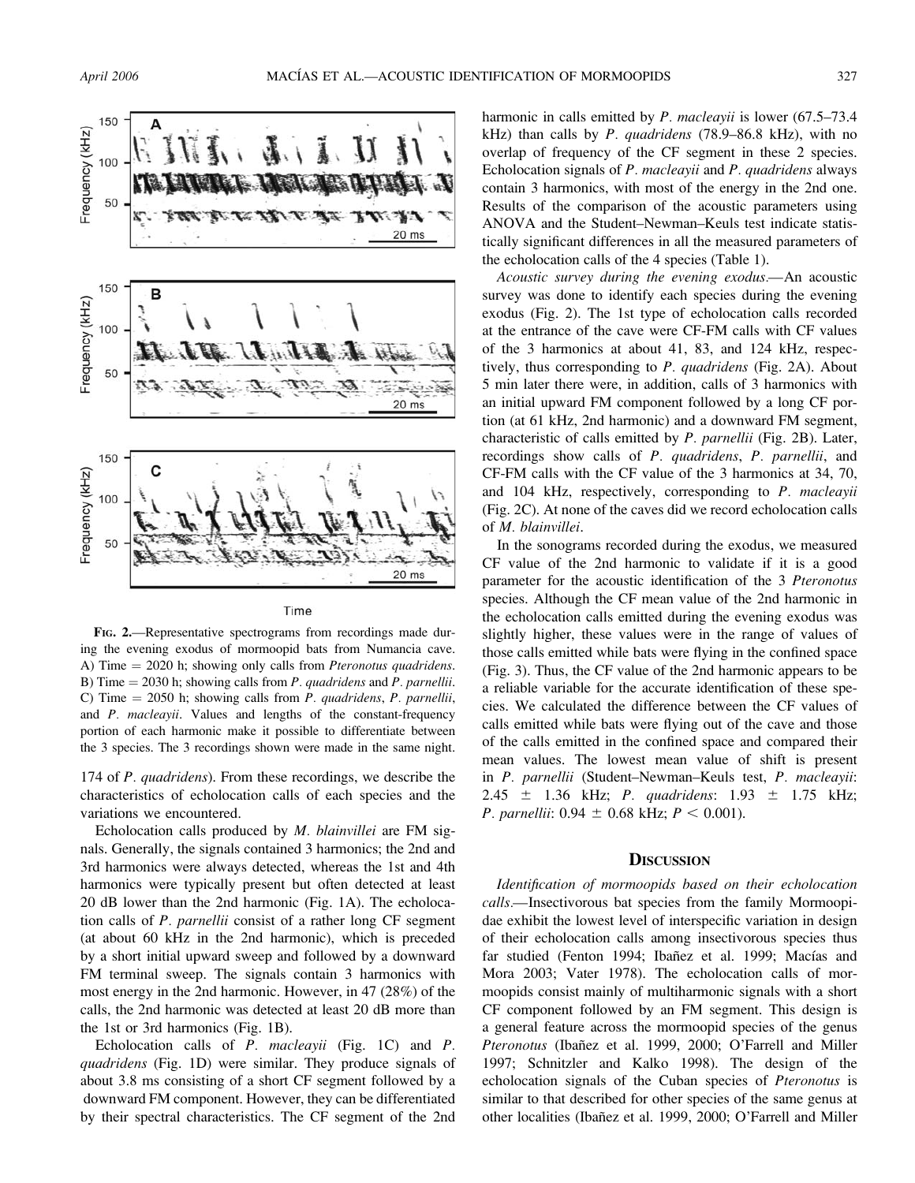FIG. 2.—Representative spectrograms from recordings made during the evening exodus of mormoopid bats from Numancia cave. A) Time = 2020 h; showing only calls from *Pteronotus quadridens*. B) Time = 2030 h; showing calls from *P. quadridens* and *P. parnellii*. C) Time = 2050 h; showing calls from *P. quadridens*, *P. parnellii*, and *P. macleayii*. Values and lengths of the constant-frequency portion of each harmonic make it possible to differentiate between the 3 species. The 3 recordings shown were made in the same night.

174 of *P. quadridens*). From these recordings, we describe the characteristics of echolocation calls of each species and the variations we encountered.

Echolocation calls produced by *M. blainvillei* are FM signals. Generally, the signals contained 3 harmonics; the 2nd and 3rd harmonics were always detected, whereas the 1st and 4th harmonics were typically present but often detected at least 20 dB lower than the 2nd harmonic (Fig. 1A). The echolocation calls of *P. parnellii* consist of a rather long CF segment (at about 60 kHz in the 2nd harmonic), which is preceded by a short initial upward sweep and followed by a downward FM terminal sweep. The signals contain 3 harmonics with most energy in the 2nd harmonic. However, in 47 (28%) of the calls, the 2nd harmonic was detected at least 20 dB more than the 1st or 3rd harmonics (Fig. 1B).

Echolocation calls of *P. macleayii* (Fig. 1C) and *P. quadridens* (Fig. 1D) were similar. They produce signals of about 3.8 ms consisting of a short CF segment followed by a downward FM component. However, they can be differentiated by their spectral characteristics. The CF segment of the 2nd harmonic in calls emitted by *P. macleayii* is lower (67.5–73.4 kHz) than calls by *P. quadridens* (78.9–86.8 kHz), with no overlap of frequency of the CF segment in these 2 species. Echolocation signals of *P. macleayii* and *P. quadridens* always contain 3 harmonics, with most of the energy in the 2nd one. Results of the comparison of the acoustic parameters using ANOVA and the Student–Newman–Keuls test indicate statistically significant differences in all the measured parameters of the echolocation calls of the 4 species (Table 1).

*Acoustic survey during the evening exodus.*—An acoustic survey was done to identify each species during the evening exodus (Fig. 2). The 1st type of echolocation calls recorded at the entrance of the cave were CF-FM calls with CF values of the 3 harmonics at about 41, 83, and 124 kHz, respectively, thus corresponding to *P. quadridens* (Fig. 2A). About 5 min later there were, in addition, calls of 3 harmonics with an initial upward FM component followed by a long CF portion (at 61 kHz, 2nd harmonic) and a downward FM segment, characteristic of calls emitted by *P. parnellii* (Fig. 2B). Later, recordings show calls of *P. quadridens*, *P. parnellii*, and CF-FM calls with the CF value of the 3 harmonics at 34, 70, and 104 kHz, respectively, corresponding to *P. macleayii* (Fig. 2C). At none of the caves did we record echolocation calls of *M. blainvillei*.

In the sonograms recorded during the exodus, we measured CF value of the 2nd harmonic to validate if it is a good parameter for the acoustic identification of the 3 *Pteronotus* species. Although the CF mean value of the 2nd harmonic in the echolocation calls emitted during the evening exodus was slightly higher, these values were in the range of values of those calls emitted while bats were flying in the confined space (Fig. 3). Thus, the CF value of the 2nd harmonic appears to be a reliable variable for the accurate identification of these species. We calculated the difference between the CF values of calls emitted while bats were flying out of the cave and those of the calls emitted in the confined space and compared their mean values. The lowest mean value of shift is present in *P. parnellii* (Student–Newman–Keuls test, *P. macleayii*: 2.45 ± 1.36 kHz; *P. quadridens*: 1.93 ± 1.75 kHz; *P. parnellii*: 0.94 ± 0.68 kHz; $P < 0.001$).

## DISCUSSION

*Identification of mormoopids based on their echolocation calls.*—Insectivorous bat species from the family Mormoopidae exhibit the lowest level of interspecific variation in design of their echolocation calls among insectivorous species thus far studied (Fenton 1994; Ibañez et al. 1999; Macías and Mora 2003; Vater 1978). The echolocation calls of mormoopids consist mainly of multiharmonic signals with a short CF component followed by an FM segment. This design is a general feature across the mormoopid species of the genus *Pteronotus* (Ibañez et al. 1999, 2000; O'Farrell and Miller 1997; Schnitzler and Kalko 1998). The design of the echolocation signals of the Cuban species of *Pteronotus* is similar to that described for other species of the same genus at other localities (Ibañez et al. 1999, 2000; O'Farrell and Miller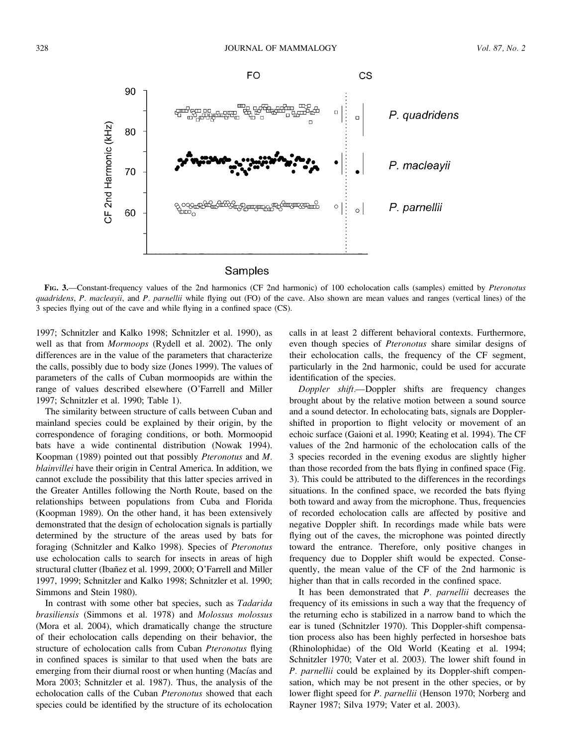**Fig. 3.**—Constant-frequency values of the 2nd harmonics (CF 2nd harmonic) of 100 echolocation calls (samples) emitted by *Pteronotus quadridens*, *P. macleayii*, and *P. parnellii* while flying out (FO) of the cave. Also shown are mean values and ranges (vertical lines) of the 3 species flying out of the cave and while flying in a confined space (CS).

1997; Schnitzler and Kalko 1998; Schnitzler et al. 1990), as well as that from *Mormoops* (Rydell et al. 2002). The only differences are in the value of the parameters that characterize the calls, possibly due to body size (Jones 1999). The values of parameters of the calls of Cuban mormoopids are within the range of values described elsewhere (O'Farrell and Miller 1997; Schnitzler et al. 1990; Table 1).

The similarity between structure of calls between Cuban and mainland species could be explained by their origin, by the correspondence of foraging conditions, or both. Mormoopid bats have a wide continental distribution (Nowak 1994). Koopman (1989) pointed out that possibly *Pteronotus* and *M. blainvillei* have their origin in Central America. In addition, we cannot exclude the possibility that this latter species arrived in the Greater Antilles following the North Route, based on the relationships between populations from Cuba and Florida (Koopman 1989). On the other hand, it has been extensively demonstrated that the design of echolocation signals is partially determined by the structure of the areas used by bats for foraging (Schnitzler and Kalko 1998). Species of *Pteronotus* use echolocation calls to search for insects in areas of high structural clutter (Ibañez et al. 1999, 2000; O'Farrell and Miller 1997, 1999; Schnitzler and Kalko 1998; Schnitzler et al. 1990; Simmons and Stein 1980).

In contrast with some other bat species, such as *Tadarida brasiliensis* (Simmons et al. 1978) and *Molossus molossus* (Mora et al. 2004), which dramatically change the structure of their echolocation calls depending on their behavior, the structure of echolocation calls from Cuban *Pteronotus* flying in confined spaces is similar to that used when the bats are emerging from their diurnal roost or when hunting (Macías and Mora 2003; Schnitzler et al. 1987). Thus, the analysis of the echolocation calls of the Cuban *Pteronotus* showed that each species could be identified by the structure of its echolocation calls in at least 2 different behavioral contexts. Furthermore, even though species of *Pteronotus* share similar designs of their echolocation calls, the frequency of the CF segment, particularly in the 2nd harmonic, could be used for accurate identification of the species.

*Doppler shift*.—Doppler shifts are frequency changes brought about by the relative motion between a sound source and a sound detector. In echolocating bats, signals are Doppler-shifted in proportion to flight velocity or movement of an echoic surface (Gaioni et al. 1990; Keating et al. 1994). The CF values of the 2nd harmonic of the echolocation calls of the 3 species recorded in the evening exodus are slightly higher than those recorded from the bats flying in confined space (Fig. 3). This could be attributed to the differences in the recordings situations. In the confined space, we recorded the bats flying both toward and away from the microphone. Thus, frequencies of recorded echolocation calls are affected by positive and negative Doppler shift. In recordings made while bats were flying out of the caves, the microphone was pointed directly toward the entrance. Therefore, only positive changes in frequency due to Doppler shift would be expected. Consequently, the mean value of the CF of the 2nd harmonic is higher than that in calls recorded in the confined space.

It has been demonstrated that *P. parnellii* decreases the frequency of its emissions in such a way that the frequency of the returning echo is stabilized in a narrow band to which the ear is tuned (Schnitzler 1970). This Doppler-shift compensation process also has been highly perfected in horseshoe bats (Rhinolophidae) of the Old World (Keating et al. 1994; Schnitzler 1970; Vater et al. 2003). The lower shift found in *P. parnellii* could be explained by its Doppler-shift compensation, which may be not present in the other species, or by lower flight speed for *P. parnellii* (Henson 1970; Norberg and Rayner 1987; Silva 1979; Vater et al. 2003).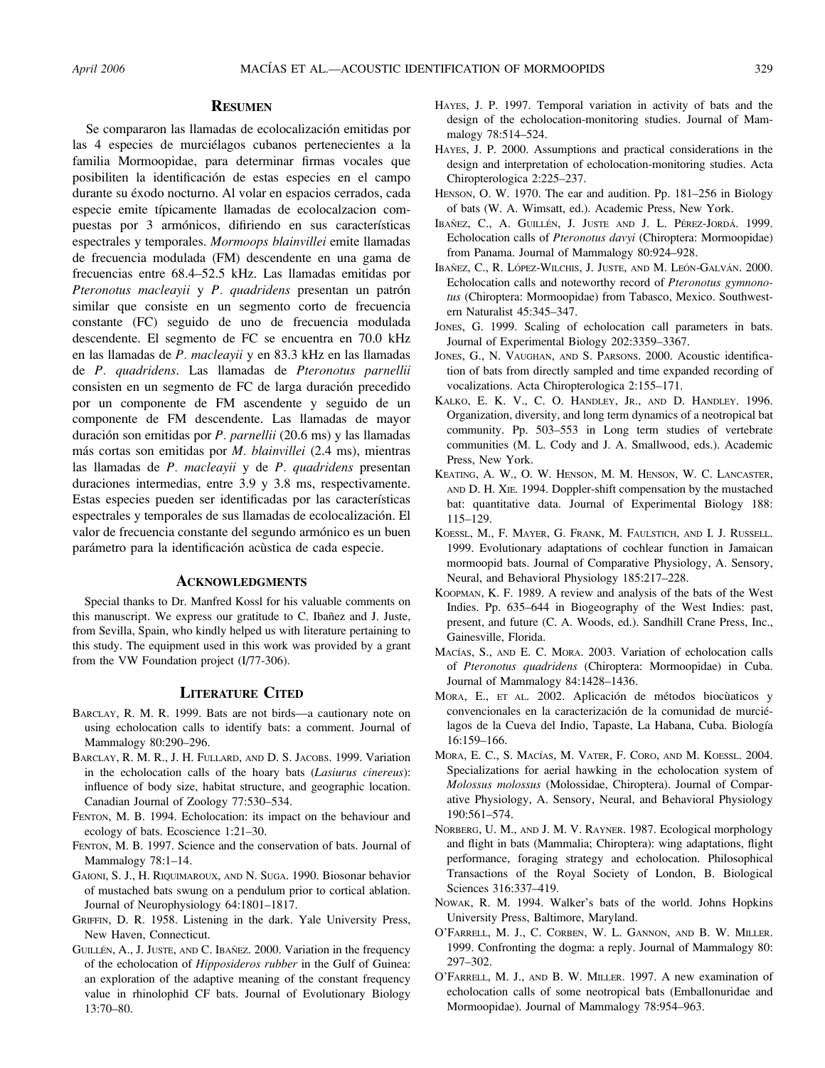## Resumen

Se compararon las llamadas de ecolocalización emitidas por las 4 especies de murciélagos cubanos pertenecientes a la familia Mormoopidae, para determinar firmas vocales que posibiliten la identificación de estas especies en el campo durante su éxodo nocturno. Al volar en espacios cerrados, cada especie emite típicamente llamadas de ecolocalzacion compuestas por 3 armónicos, difiriendo en sus características espectrales y temporales. *Mormoops blainvillei* emite llamadas de frecuencia modulada (FM) descendente en una gama de frecuencias entre 68.4–52.5 kHz. Las llamadas emitidas por *Pteronotus macleayii* y *P. quadridens* presentan un patrón similar que consiste en un segmento corto de frecuencia constante (FC) seguido de uno de frecuencia modulada descendente. El segmento de FC se encuentra en 70.0 kHz en las llamadas de *P. macleayii* y en 83.3 kHz en las llamadas de *P. quadridens*. Las llamadas de *Pteronotus parnellii* consisten en un segmento de FC de larga duración precedido por un componente de FM ascendente y seguido de un componente de FM descendente. Las llamadas de mayor duración son emitidas por *P. parnellii* (20.6 ms) y las llamadas más cortas son emitidas por *M. blainvillei* (2.4 ms), mientras las llamadas de *P. macleayii* y de *P. quadridens* presentan duraciones intermedias, entre 3.9 y 3.8 ms, respectivamente. Estas especies pueden ser identificadas por las características espectrales y temporales de sus llamadas de ecolocalización. El valor de frecuencia constante del segundo armónico es un buen parámetro para la identificación acùstica de cada especie.

## Acknowledgments

Special thanks to Dr. Manfred Kossl for his valuable comments on this manuscript. We express our gratitude to C. Ibañez and J. Juste, from Sevilla, Spain, who kindly helped us with literature pertaining to this study. The equipment used in this work was provided by a grant from the VW Foundation project (I/77-306).

## Literature Cited

Barclay, R. M. R. 1999. Bats are not birds—a cautionary note on using echolocation calls to identify bats: a comment. Journal of Mammalogy 80:290–296.

Barclay, R. M. R., J. H. Fullard, and D. S. Jacobs. 1999. Variation in the echolocation calls of the hoary bats (*Lasiurus cinereus*): influence of body size, habitat structure, and geographic location. Canadian Journal of Zoology 77:530–534.

Fenton, M. B. 1994. Echolocation: its impact on the behaviour and ecology of bats. Ecoscience 1:21–30.

Fenton, M. B. 1997. Science and the conservation of bats. Journal of Mammalogy 78:1–14.

Gaioni, S. J., H. Riquimaroux, and N. Suga. 1990. Biosonar behavior of mustached bats swung on a pendulum prior to cortical ablation. Journal of Neurophysiology 64:1801–1817.

Griffin, D. R. 1958. Listening in the dark. Yale University Press, New Haven, Connecticut.

Guillén, A., J. Juste, and C. Ibañez. 2000. Variation in the frequency of the echolocation of *Hipposideros rubber* in the Gulf of Guinea: an exploration of the adaptive meaning of the constant frequency value in rhinolophid CF bats. Journal of Evolutionary Biology 13:70–80.

Hayes, J. P. 1997. Temporal variation in activity of bats and the design of the echolocation-monitoring studies. Journal of Mammalogy 78:514–524.

Hayes, J. P. 2000. Assumptions and practical considerations in the design and interpretation of echolocation-monitoring studies. Acta Chiropterologica 2:225–237.

Henson, O. W. 1970. The ear and audition. Pp. 181–256 in Biology of bats (W. A. Wimsatt, ed.). Academic Press, New York.

Ibañez, C., A. Guillén, J. Juste and J. L. Pérez-Jordá. 1999. Echolocation calls of *Pteronotus davyi* (Chiroptera: Mormoopidae) from Panama. Journal of Mammalogy 80:924–928.

Ibañez, C., R. López-Wilchis, J. Juste, and M. León-Galván. 2000. Echolocation calls and noteworthy record of *Pteronotus gymnonotus* (Chiroptera: Mormoopidae) from Tabasco, Mexico. Southwestern Naturalist 45:345–347.

Jones, G. 1999. Scaling of echolocation call parameters in bats. Journal of Experimental Biology 202:3359–3367.

Jones, G., N. Vaughan, and S. Parsons. 2000. Acoustic identification of bats from directly sampled and time expanded recording of vocalizations. Acta Chiropterologica 2:155–171.

Kalko, E. K. V., C. O. Handley, Jr., and D. Handley. 1996. Organization, diversity, and long term dynamics of a neotropical bat community. Pp. 503–553 in Long term studies of vertebrate communities (M. L. Cody and J. A. Smallwood, eds.). Academic Press, New York.

Keating, A. W., O. W. Henson, M. M. Henson, W. C. Lancaster, and D. H. Xie. 1994. Doppler-shift compensation by the mustached bat: quantitative data. Journal of Experimental Biology 188: 115–129.

Koessl, M., F. Mayer, G. Frank, M. Faulstich, and I. J. Russell. 1999. Evolutionary adaptations of cochlear function in Jamaican mormoopid bats. Journal of Comparative Physiology, A. Sensory, Neural, and Behavioral Physiology 185:217–228.

Koopman, K. F. 1989. A review and analysis of the bats of the West Indies. Pp. 635–644 in Biogeography of the West Indies: past, present, and future (C. A. Woods, ed.). Sandhill Crane Press, Inc., Gainesville, Florida.

Macías, S., and E. C. Mora. 2003. Variation of echolocation calls of *Pteronotus quadridens* (Chiroptera: Mormoopidae) in Cuba. Journal of Mammalogy 84:1428–1436.

Mora, E., et al. 2002. Aplicación de métodos biocùaticos y convencionales en la caracterización de la comunidad de murciélagos de la Cueva del Indio, Tapaste, La Habana, Cuba. Biología 16:159–166.

Mora, E. C., S. Macías, M. Vater, F. Coro, and M. Koessl. 2004. Specializations for aerial hawking in the echolocation system of *Molossus molossus* (Molossidae, Chiroptera). Journal of Comparative Physiology, A. Sensory, Neural, and Behavioral Physiology 190:561–574.

Norberg, U. M., and J. M. V. Rayner. 1987. Ecological morphology and flight in bats (Mammalia; Chiroptera): wing adaptations, flight performance, foraging strategy and echolocation. Philosophical Transactions of the Royal Society of London, B. Biological Sciences 316:337–419.

Nowak, R. M. 1994. Walker's bats of the world. Johns Hopkins University Press, Baltimore, Maryland.

O'Farrell, M. J., C. Corben, W. L. Gannon, and B. W. Miller. 1999. Confronting the dogma: a reply. Journal of Mammalogy 80: 297–302.

O'Farrell, M. J., and B. W. Miller. 1997. A new examination of echolocation calls of some neotropical bats (Emballonuridae and Mormoopidae). Journal of Mammalogy 78:954–963.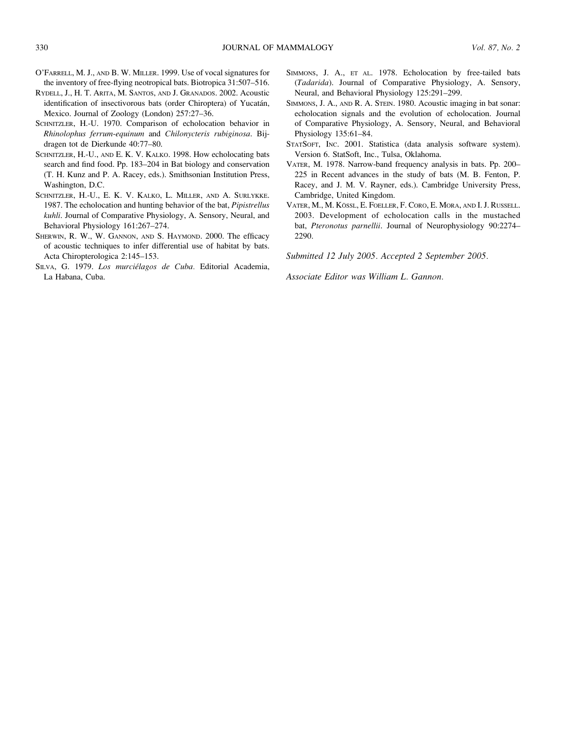O'Farrell, M. J., and B. W. Miller. 1999. Use of vocal signatures for the inventory of free-flying neotropical bats. Biotropica 31:507–516.

Rydell, J., H. T. Arita, M. Santos, and J. Granados. 2002. Acoustic identification of insectivorous bats (order Chiroptera) of Yucatán, Mexico. Journal of Zoology (London) 257:27–36.

Schnitzler, H.-U. 1970. Comparison of echolocation behavior in *Rhinolophus ferrum-equinum* and *Chilonycteris rubiginosa*. Bijdragen tot de Dierkunde 40:77–80.

Schnitzler, H.-U., and E. K. V. Kalko. 1998. How echolocating bats search and find food. Pp. 183–204 in Bat biology and conservation (T. H. Kunz and P. A. Racey, eds.). Smithsonian Institution Press, Washington, D.C.

Schnitzler, H.-U., E. K. V. Kalko, L. Miller, and A. Surlykke. 1987. The echolocation and hunting behavior of the bat, *Pipistrellus kuhli*. Journal of Comparative Physiology, A. Sensory, Neural, and Behavioral Physiology 161:267–274.

Sherwin, R. W., W. Gannon, and S. Haymond. 2000. The efficacy of acoustic techniques to infer differential use of habitat by bats. Acta Chiropterologica 2:145–153.

Silva, G. 1979. *Los murciélagos de Cuba*. Editorial Academia, La Habana, Cuba.

Simmons, J. A., et al. 1978. Echolocation by free-tailed bats (*Tadarida*). Journal of Comparative Physiology, A. Sensory, Neural, and Behavioral Physiology 125:291–299.

Simmons, J. A., and R. A. Stein. 1980. Acoustic imaging in bat sonar: echolocation signals and the evolution of echolocation. Journal of Comparative Physiology, A. Sensory, Neural, and Behavioral Physiology 135:61–84.

StatSoft, Inc. 2001. Statistica (data analysis software system). Version 6. StatSoft, Inc., Tulsa, Oklahoma.

Vater, M. 1978. Narrow-band frequency analysis in bats. Pp. 200–225 in Recent advances in the study of bats (M. B. Fenton, P. Racey, and J. M. V. Rayner, eds.). Cambridge University Press, Cambridge, United Kingdom.

Vater, M., M. Kössl, E. Foeller, F. Coro, E. Mora, and I. J. Russell. 2003. Development of echolocation calls in the mustached bat, *Pteronotus parnellii*. Journal of Neurophysiology 90:2274–2290.

*Submitted 12 July 2005. Accepted 2 September 2005.*

*Associate Editor was William L. Gannon.*